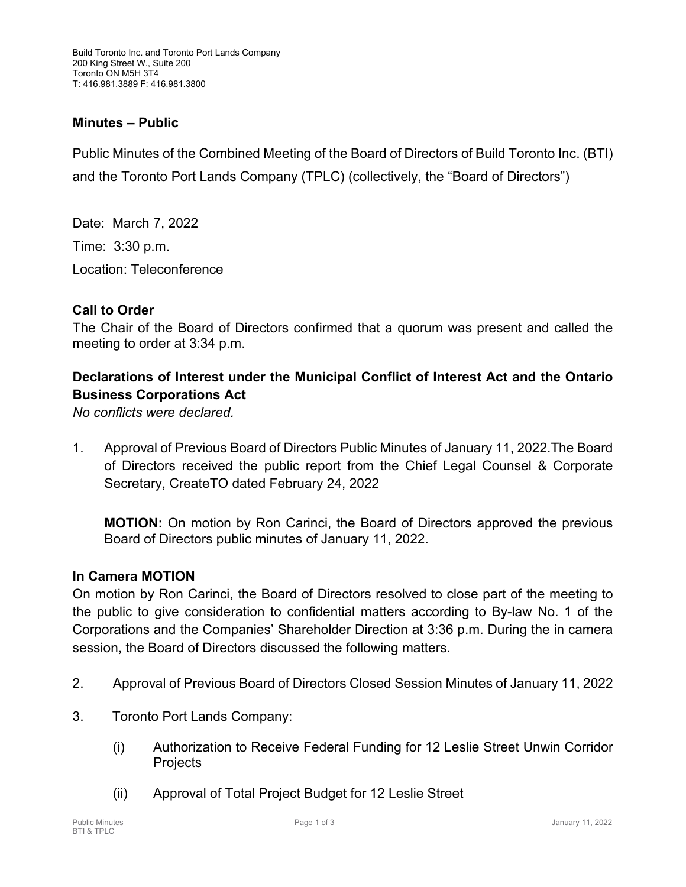Build Toronto Inc. and Toronto Port Lands Company
200 King Street W., Suite 200
Toronto ON M5H 3T4
T: 416.981.3889 F: 416.981.3800

## Minutes – Public

Public Minutes of the Combined Meeting of the Board of Directors of Build Toronto Inc. (BTI) and the Toronto Port Lands Company (TPLC) (collectively, the "Board of Directors")

Date: March 7, 2022

Time: 3:30 p.m.

Location: Teleconference

### Call to Order

The Chair of the Board of Directors confirmed that a quorum was present and called the meeting to order at 3:34 p.m.

### Declarations of Interest under the Municipal Conflict of Interest Act and the Ontario Business Corporations Act

*No conflicts were declared.*

1. Approval of Previous Board of Directors Public Minutes of January 11, 2022.The Board of Directors received the public report from the Chief Legal Counsel & Corporate Secretary, CreateTO dated February 24, 2022

   **MOTION:** On motion by Ron Carinci, the Board of Directors approved the previous Board of Directors public minutes of January 11, 2022.

### In Camera MOTION

On motion by Ron Carinci, the Board of Directors resolved to close part of the meeting to the public to give consideration to confidential matters according to By-law No. 1 of the Corporations and the Companies' Shareholder Direction at 3:36 p.m. During the in camera session, the Board of Directors discussed the following matters.

2. Approval of Previous Board of Directors Closed Session Minutes of January 11, 2022

3. Toronto Port Lands Company:

   (i) Authorization to Receive Federal Funding for 12 Leslie Street Unwin Corridor Projects

   (ii) Approval of Total Project Budget for 12 Leslie Street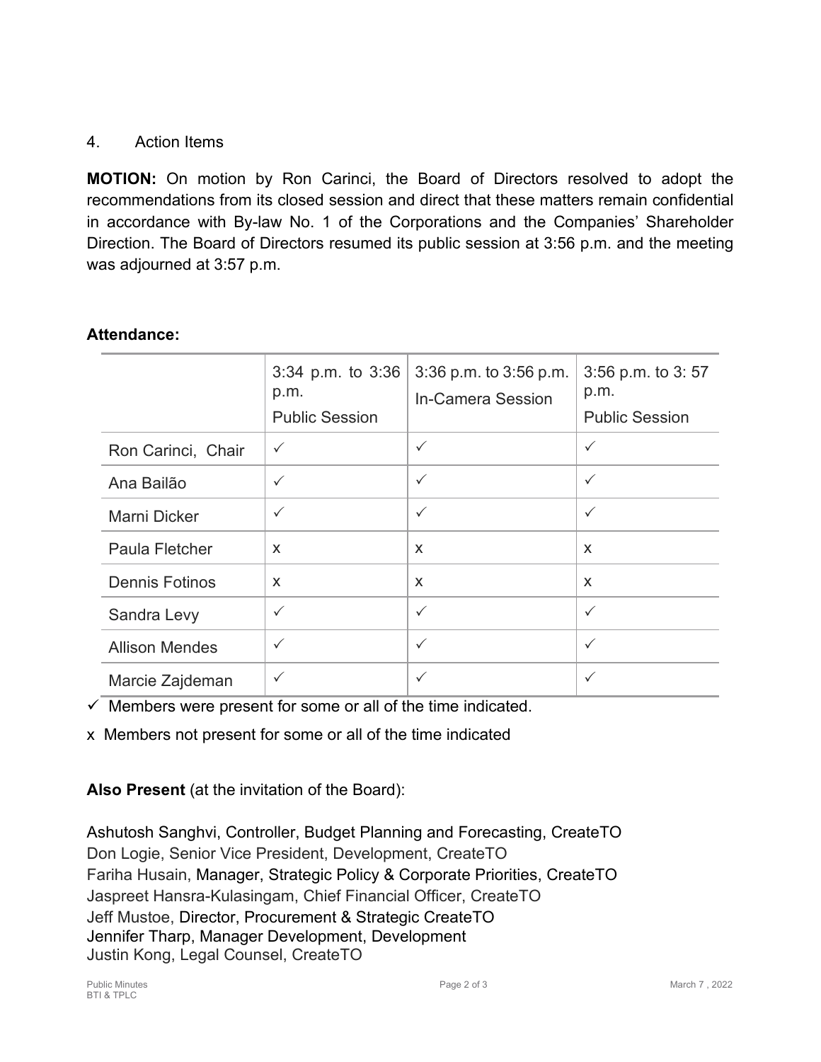4. Action Items

**MOTION:** On motion by Ron Carinci, the Board of Directors resolved to adopt the recommendations from its closed session and direct that these matters remain confidential in accordance with By-law No. 1 of the Corporations and the Companies' Shareholder Direction. The Board of Directors resumed its public session at 3:56 p.m. and the meeting was adjourned at 3:57 p.m.

**Attendance:**

| | 3:34 p.m. to 3:36 p.m. Public Session | 3:36 p.m. to 3:56 p.m. In-Camera Session | 3:56 p.m. to 3: 57 p.m. Public Session |
|---|---|---|---|
| Ron Carinci, Chair | ✓ | ✓ | ✓ |
| Ana Bailão | ✓ | ✓ | ✓ |
| Marni Dicker | ✓ | ✓ | ✓ |
| Paula Fletcher | x | x | x |
| Dennis Fotinos | x | x | x |
| Sandra Levy | ✓ | ✓ | ✓ |
| Allison Mendes | ✓ | ✓ | ✓ |
| Marcie Zajdeman | ✓ | ✓ | ✓ |

✓ Members were present for some or all of the time indicated.

x Members not present for some or all of the time indicated

**Also Present** (at the invitation of the Board):

Ashutosh Sanghvi, Controller, Budget Planning and Forecasting, CreateTO
Don Logie, Senior Vice President, Development, CreateTO
Fariha Husain, Manager, Strategic Policy & Corporate Priorities, CreateTO
Jaspreet Hansra-Kulasingam, Chief Financial Officer, CreateTO
Jeff Mustoe, Director, Procurement & Strategic CreateTO
Jennifer Tharp, Manager Development, Development
Justin Kong, Legal Counsel, CreateTO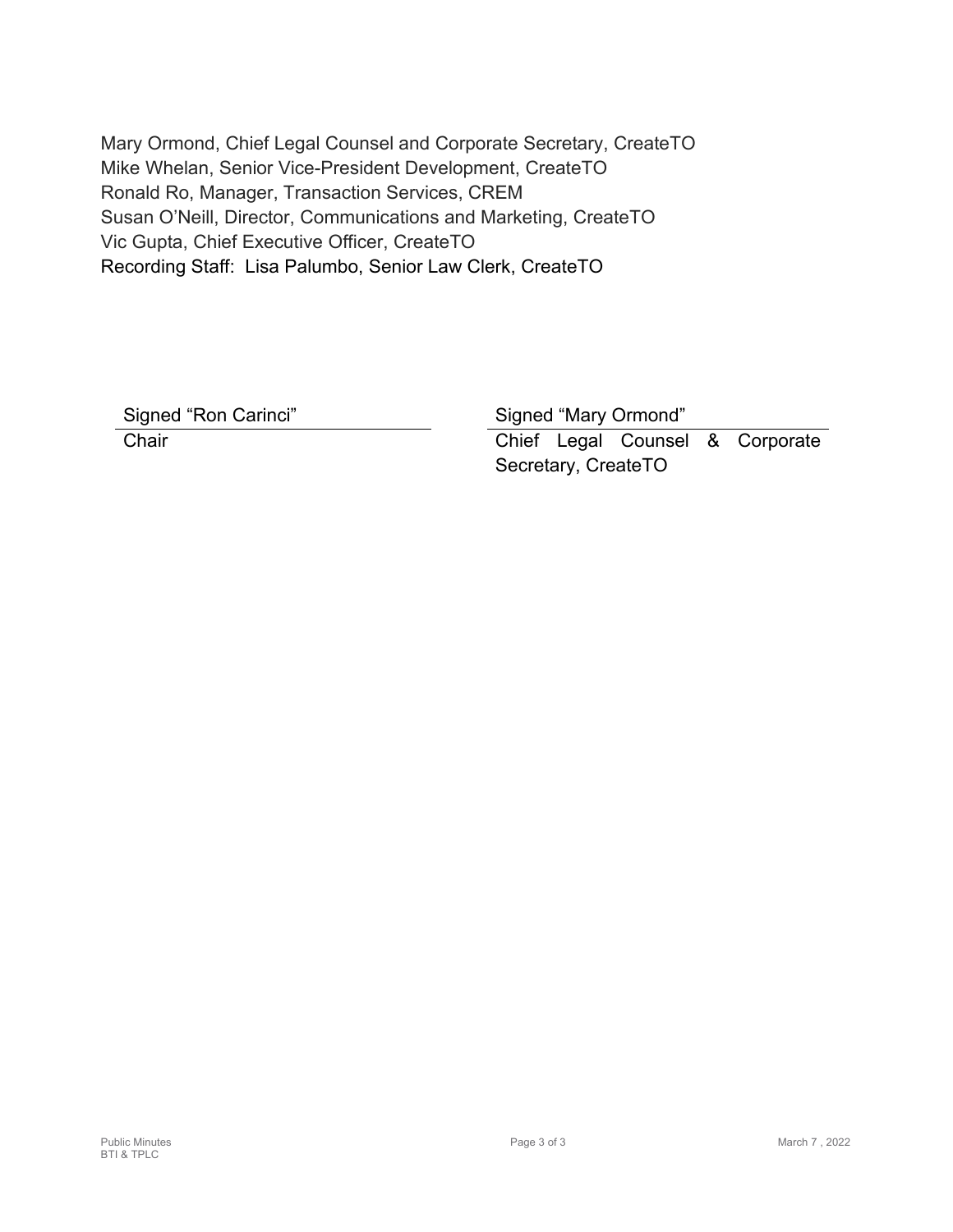Mary Ormond, Chief Legal Counsel and Corporate Secretary, CreateTO
Mike Whelan, Senior Vice-President Development, CreateTO
Ronald Ro, Manager, Transaction Services, CREM
Susan O'Neill, Director, Communications and Marketing, CreateTO
Vic Gupta, Chief Executive Officer, CreateTO
Recording Staff: Lisa Palumbo, Senior Law Clerk, CreateTO

| | |
|---|---|
| Signed "Ron Carinci" | Signed "Mary Ormond" |
| Chair | Chief Legal Counsel & Corporate Secretary, CreateTO |